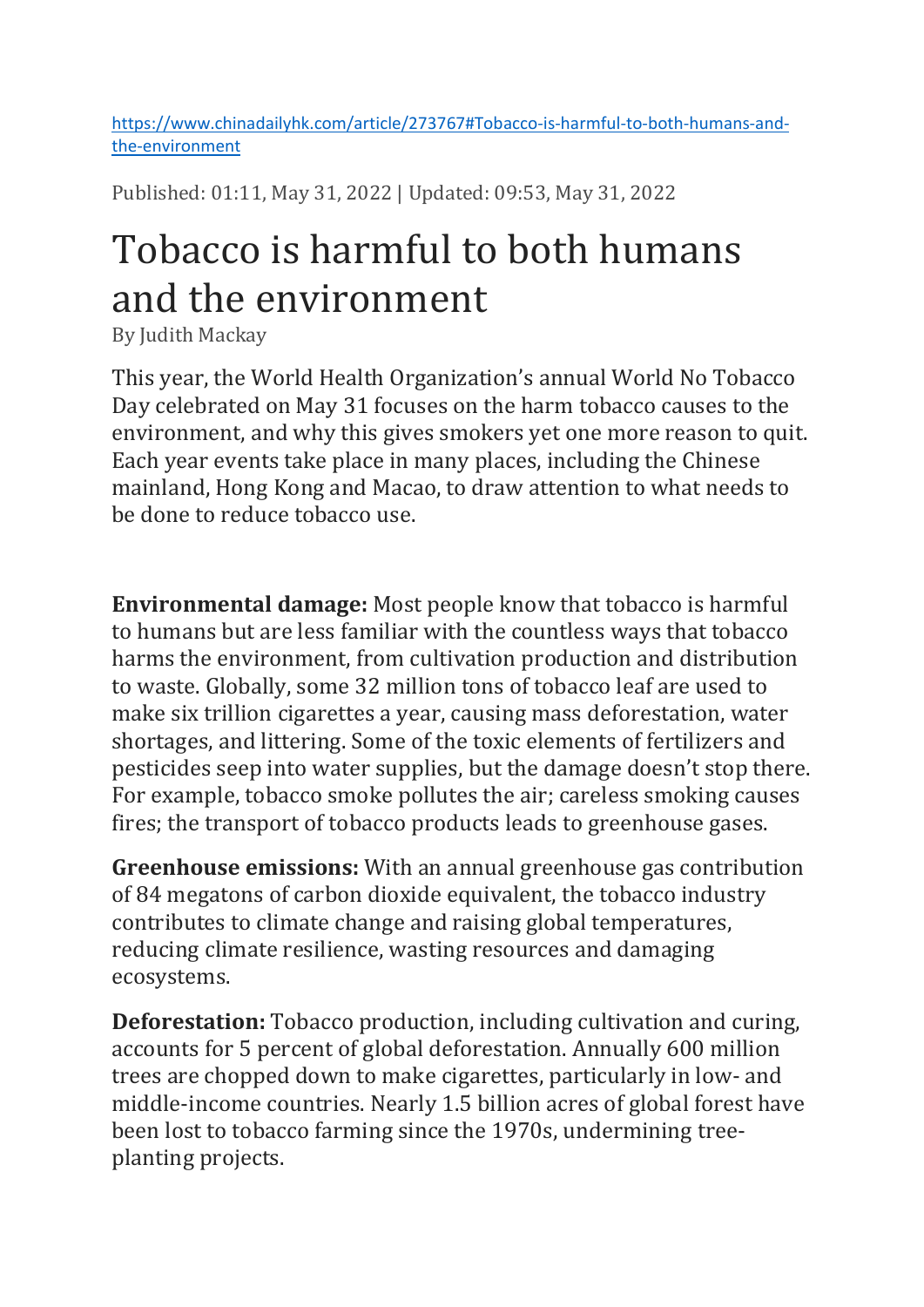https://www.chinadailyhk.com/article/273767#Tobacco-is-harmful-to-both-humans-and-the-environment

Published: 01:11, May 31, 2022 | Updated: 09:53, May 31, 2022

# Tobacco is harmful to both humans and the environment

By Judith Mackay

This year, the World Health Organization's annual World No Tobacco Day celebrated on May 31 focuses on the harm tobacco causes to the environment, and why this gives smokers yet one more reason to quit. Each year events take place in many places, including the Chinese mainland, Hong Kong and Macao, to draw attention to what needs to be done to reduce tobacco use.

**Environmental damage:** Most people know that tobacco is harmful to humans but are less familiar with the countless ways that tobacco harms the environment, from cultivation production and distribution to waste. Globally, some 32 million tons of tobacco leaf are used to make six trillion cigarettes a year, causing mass deforestation, water shortages, and littering. Some of the toxic elements of fertilizers and pesticides seep into water supplies, but the damage doesn't stop there. For example, tobacco smoke pollutes the air; careless smoking causes fires; the transport of tobacco products leads to greenhouse gases.

**Greenhouse emissions:** With an annual greenhouse gas contribution of 84 megatons of carbon dioxide equivalent, the tobacco industry contributes to climate change and raising global temperatures, reducing climate resilience, wasting resources and damaging ecosystems.

**Deforestation:** Tobacco production, including cultivation and curing, accounts for 5 percent of global deforestation. Annually 600 million trees are chopped down to make cigarettes, particularly in low- and middle-income countries. Nearly 1.5 billion acres of global forest have been lost to tobacco farming since the 1970s, undermining tree-planting projects.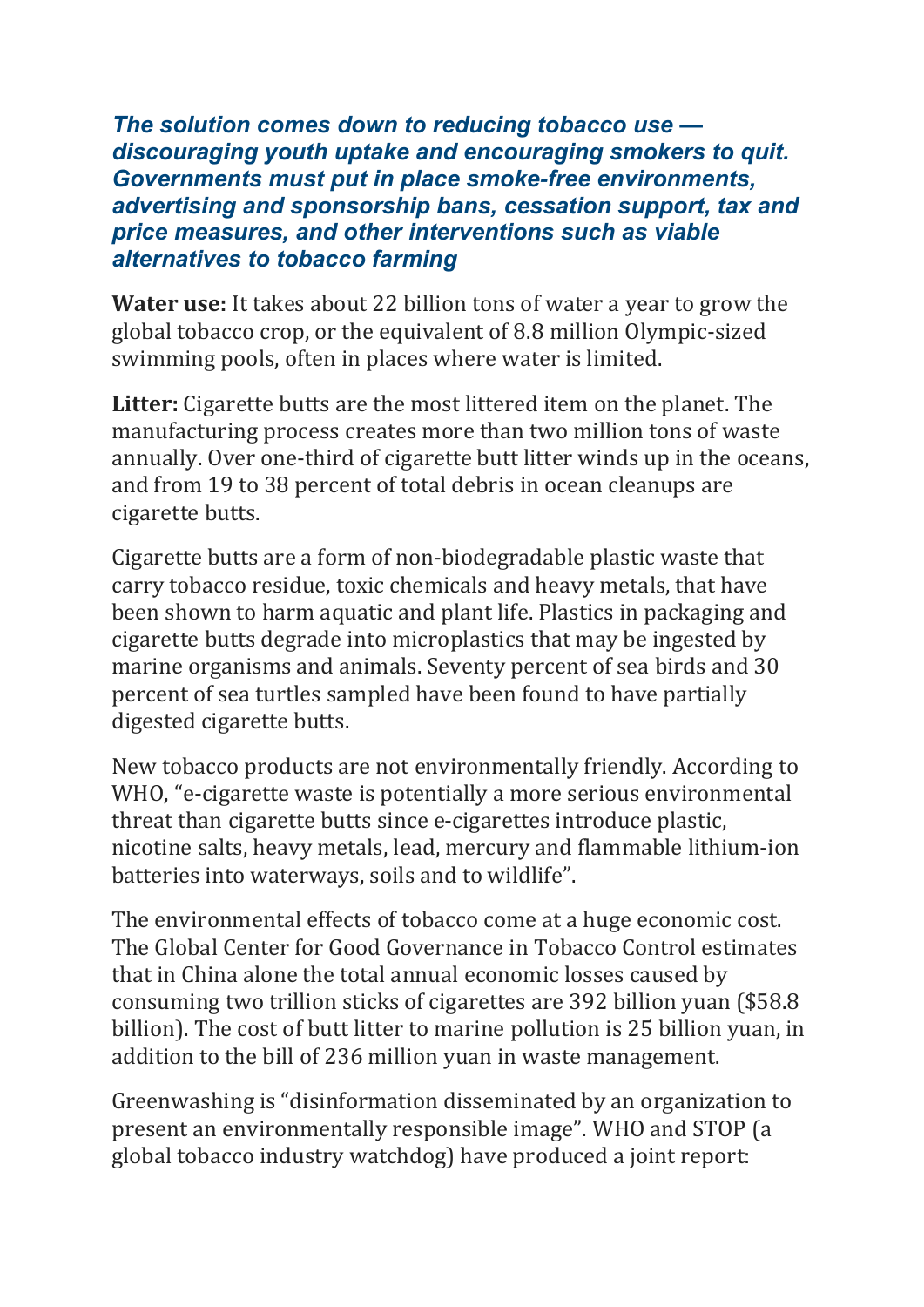***The solution comes down to reducing tobacco use — discouraging youth uptake and encouraging smokers to quit. Governments must put in place smoke-free environments, advertising and sponsorship bans, cessation support, tax and price measures, and other interventions such as viable alternatives to tobacco farming***

**Water use:** It takes about 22 billion tons of water a year to grow the global tobacco crop, or the equivalent of 8.8 million Olympic-sized swimming pools, often in places where water is limited.

**Litter:** Cigarette butts are the most littered item on the planet. The manufacturing process creates more than two million tons of waste annually. Over one-third of cigarette butt litter winds up in the oceans, and from 19 to 38 percent of total debris in ocean cleanups are cigarette butts.

Cigarette butts are a form of non-biodegradable plastic waste that carry tobacco residue, toxic chemicals and heavy metals, that have been shown to harm aquatic and plant life. Plastics in packaging and cigarette butts degrade into microplastics that may be ingested by marine organisms and animals. Seventy percent of sea birds and 30 percent of sea turtles sampled have been found to have partially digested cigarette butts.

New tobacco products are not environmentally friendly. According to WHO, "e-cigarette waste is potentially a more serious environmental threat than cigarette butts since e-cigarettes introduce plastic, nicotine salts, heavy metals, lead, mercury and flammable lithium-ion batteries into waterways, soils and to wildlife".

The environmental effects of tobacco come at a huge economic cost. The Global Center for Good Governance in Tobacco Control estimates that in China alone the total annual economic losses caused by consuming two trillion sticks of cigarettes are 392 billion yuan ($58.8 billion). The cost of butt litter to marine pollution is 25 billion yuan, in addition to the bill of 236 million yuan in waste management.

Greenwashing is "disinformation disseminated by an organization to present an environmentally responsible image". WHO and STOP (a global tobacco industry watchdog) have produced a joint report: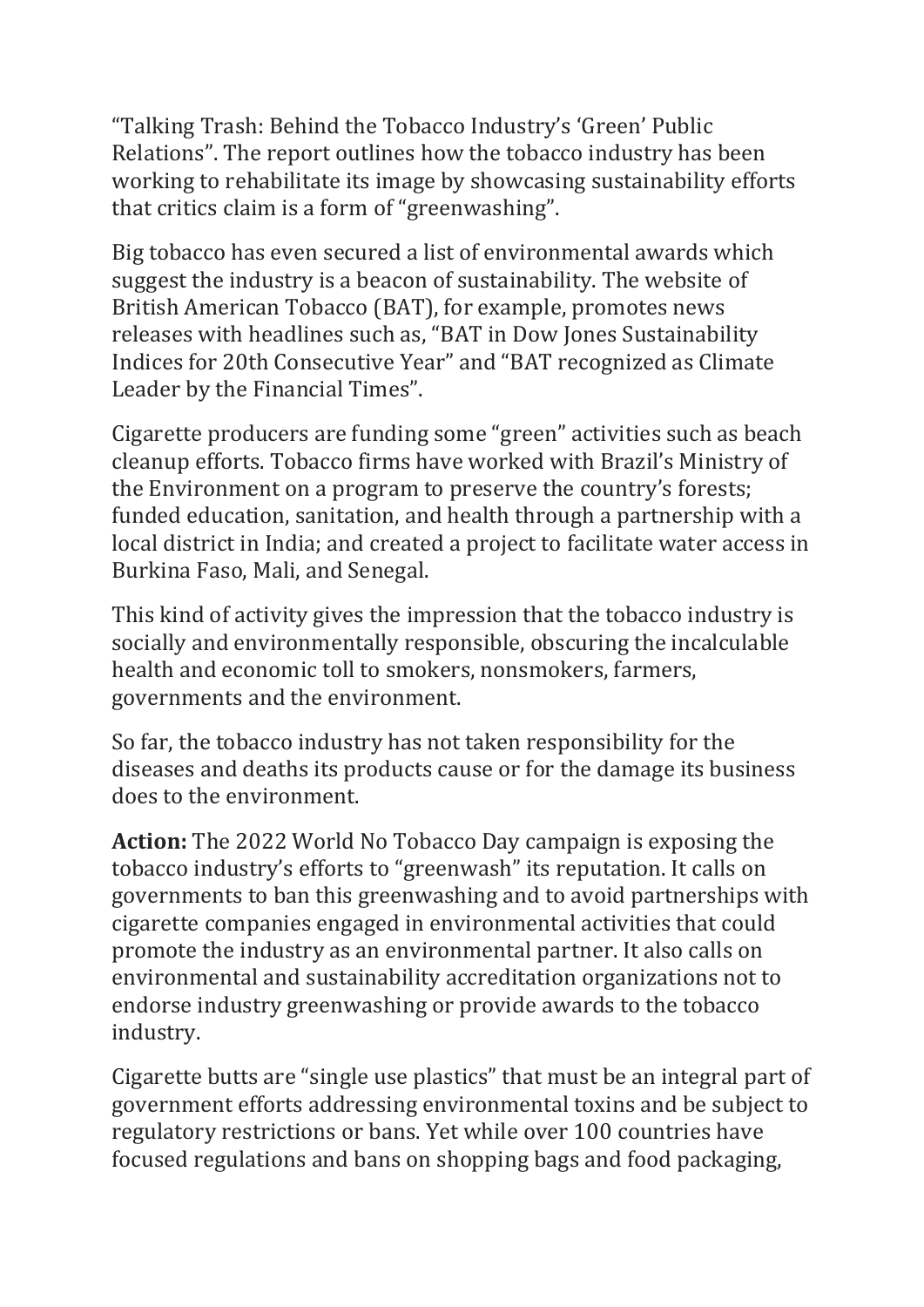"Talking Trash: Behind the Tobacco Industry's 'Green' Public Relations". The report outlines how the tobacco industry has been working to rehabilitate its image by showcasing sustainability efforts that critics claim is a form of "greenwashing".

Big tobacco has even secured a list of environmental awards which suggest the industry is a beacon of sustainability. The website of British American Tobacco (BAT), for example, promotes news releases with headlines such as, "BAT in Dow Jones Sustainability Indices for 20th Consecutive Year" and "BAT recognized as Climate Leader by the Financial Times".

Cigarette producers are funding some "green" activities such as beach cleanup efforts. Tobacco firms have worked with Brazil's Ministry of the Environment on a program to preserve the country's forests; funded education, sanitation, and health through a partnership with a local district in India; and created a project to facilitate water access in Burkina Faso, Mali, and Senegal.

This kind of activity gives the impression that the tobacco industry is socially and environmentally responsible, obscuring the incalculable health and economic toll to smokers, nonsmokers, farmers, governments and the environment.

So far, the tobacco industry has not taken responsibility for the diseases and deaths its products cause or for the damage its business does to the environment.

**Action:** The 2022 World No Tobacco Day campaign is exposing the tobacco industry's efforts to "greenwash" its reputation. It calls on governments to ban this greenwashing and to avoid partnerships with cigarette companies engaged in environmental activities that could promote the industry as an environmental partner. It also calls on environmental and sustainability accreditation organizations not to endorse industry greenwashing or provide awards to the tobacco industry.

Cigarette butts are "single use plastics" that must be an integral part of government efforts addressing environmental toxins and be subject to regulatory restrictions or bans. Yet while over 100 countries have focused regulations and bans on shopping bags and food packaging,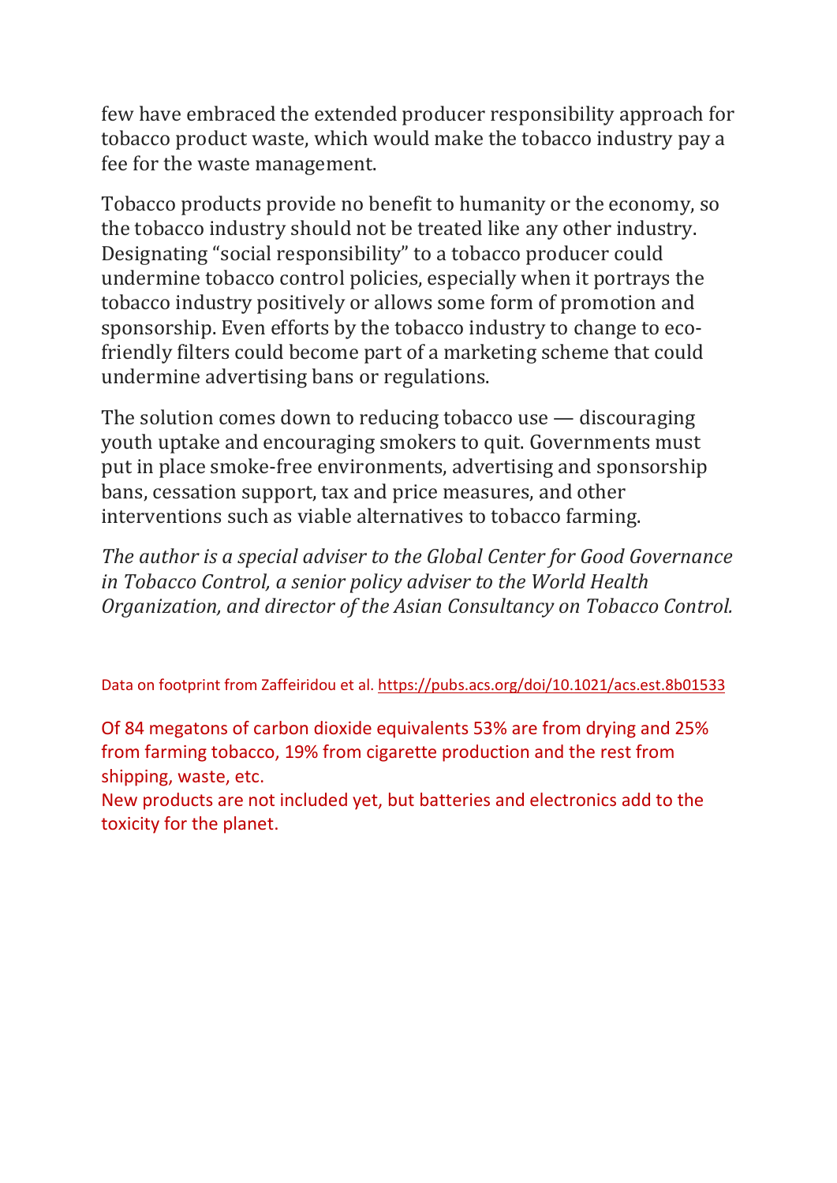few have embraced the extended producer responsibility approach for tobacco product waste, which would make the tobacco industry pay a fee for the waste management.

Tobacco products provide no benefit to humanity or the economy, so the tobacco industry should not be treated like any other industry. Designating "social responsibility" to a tobacco producer could undermine tobacco control policies, especially when it portrays the tobacco industry positively or allows some form of promotion and sponsorship. Even efforts by the tobacco industry to change to eco-friendly filters could become part of a marketing scheme that could undermine advertising bans or regulations.

The solution comes down to reducing tobacco use — discouraging youth uptake and encouraging smokers to quit. Governments must put in place smoke-free environments, advertising and sponsorship bans, cessation support, tax and price measures, and other interventions such as viable alternatives to tobacco farming.

*The author is a special adviser to the Global Center for Good Governance in Tobacco Control, a senior policy adviser to the World Health Organization, and director of the Asian Consultancy on Tobacco Control.*

Data on footprint from Zaffeiridou et al. https://pubs.acs.org/doi/10.1021/acs.est.8b01533

Of 84 megatons of carbon dioxide equivalents 53% are from drying and 25% from farming tobacco, 19% from cigarette production and the rest from shipping, waste, etc.
New products are not included yet, but batteries and electronics add to the toxicity for the planet.